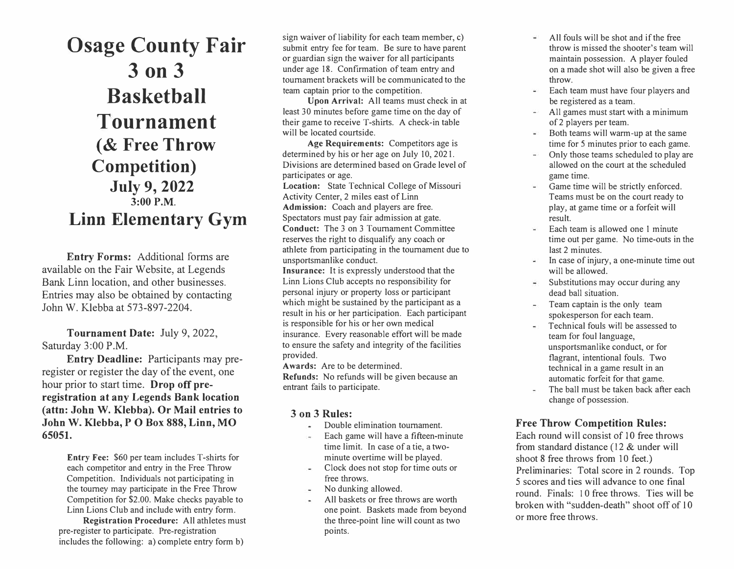# Osage County Fair 3 on 3 Basketball Tournament (& Free Throw Competition)

## July 9, 2022

### 3:00 P.M.

## Linn Elementary Gym

**Entry Forms:** Additional forms are available on the Fair Website, at Legends Bank Linn location, and other businesses. Entries may also be obtained by contacting John W. Klebba at 573-897-2204.

**Tournament Date:** July 9, 2022, Saturday 3:00 P.M.

**Entry Deadline:** Participants may pre-register or register the day of the event, one hour prior to start time. **Drop off pre-registration at any Legends Bank location (attn: John W. Klebba). Or Mail entries to John W. Klebba, P O Box 888, Linn, MO 65051.**

**Entry Fee:** $60 per team includes T-shirts for each competitor and entry in the Free Throw Competition. Individuals not participating in the tourney may participate in the Free Throw Competition for $2.00. Make checks payable to Linn Lions Club and include with entry form.

**Registration Procedure:** All athletes must pre-register to participate. Pre-registration includes the following: a) complete entry form b) sign waiver of liability for each team member, c) submit entry fee for team. Be sure to have parent or guardian sign the waiver for all participants under age 18. Confirmation of team entry and tournament brackets will be communicated to the team captain prior to the competition.

**Upon Arrival:** All teams must check in at least 30 minutes before game time on the day of their game to receive T-shirts. A check-in table will be located courtside.

**Age Requirements:** Competitors age is determined by his or her age on July 10, 2021. Divisions are determined based on Grade level of participates or age.

**Location:** State Technical College of Missouri Activity Center, 2 miles east of Linn

**Admission:** Coach and players are free. Spectators must pay fair admission at gate.

**Conduct:** The 3 on 3 Tournament Committee reserves the right to disqualify any coach or athlete from participating in the tournament due to unsportsmanlike conduct.

**Insurance:** It is expressly understood that the Linn Lions Club accepts no responsibility for personal injury or property loss or participant which might be sustained by the participant as a result in his or her participation. Each participant is responsible for his or her own medical insurance. Every reasonable effort will be made to ensure the safety and integrity of the facilities provided.

**Awards:** Are to be determined.

**Refunds:** No refunds will be given because an entrant fails to participate.

### 3 on 3 Rules:

- Double elimination tournament.
- Each game will have a fifteen-minute time limit. In case of a tie, a two-minute overtime will be played.
- Clock does not stop for time outs or free throws.
- No dunking allowed.
- All baskets or free throws are worth one point. Baskets made from beyond the three-point line will count as two points.
- All fouls will be shot and if the free throw is missed the shooter's team will maintain possession. A player fouled on a made shot will also be given a free throw.
- Each team must have four players and be registered as a team.
- All games must start with a minimum of 2 players per team.
- Both teams will warm-up at the same time for 5 minutes prior to each game.
- Only those teams scheduled to play are allowed on the court at the scheduled game time.
- Game time will be strictly enforced. Teams must be on the court ready to play, at game time or a forfeit will result.
- Each team is allowed one 1 minute time out per game. No time-outs in the last 2 minutes.
- In case of injury, a one-minute time out will be allowed.
- Substitutions may occur during any dead ball situation.
- Team captain is the only team spokesperson for each team.
- Technical fouls will be assessed to team for foul language, unsportsmanlike conduct, or for flagrant, intentional fouls. Two technical in a game result in an automatic forfeit for that game.
- The ball must be taken back after each change of possession.

### Free Throw Competition Rules:

Each round will consist of 10 free throws from standard distance (12 & under will shoot 8 free throws from 10 feet.) Preliminaries: Total score in 2 rounds. Top 5 scores and ties will advance to one final round. Finals: 10 free throws. Ties will be broken with "sudden-death" shoot off of 10 or more free throws.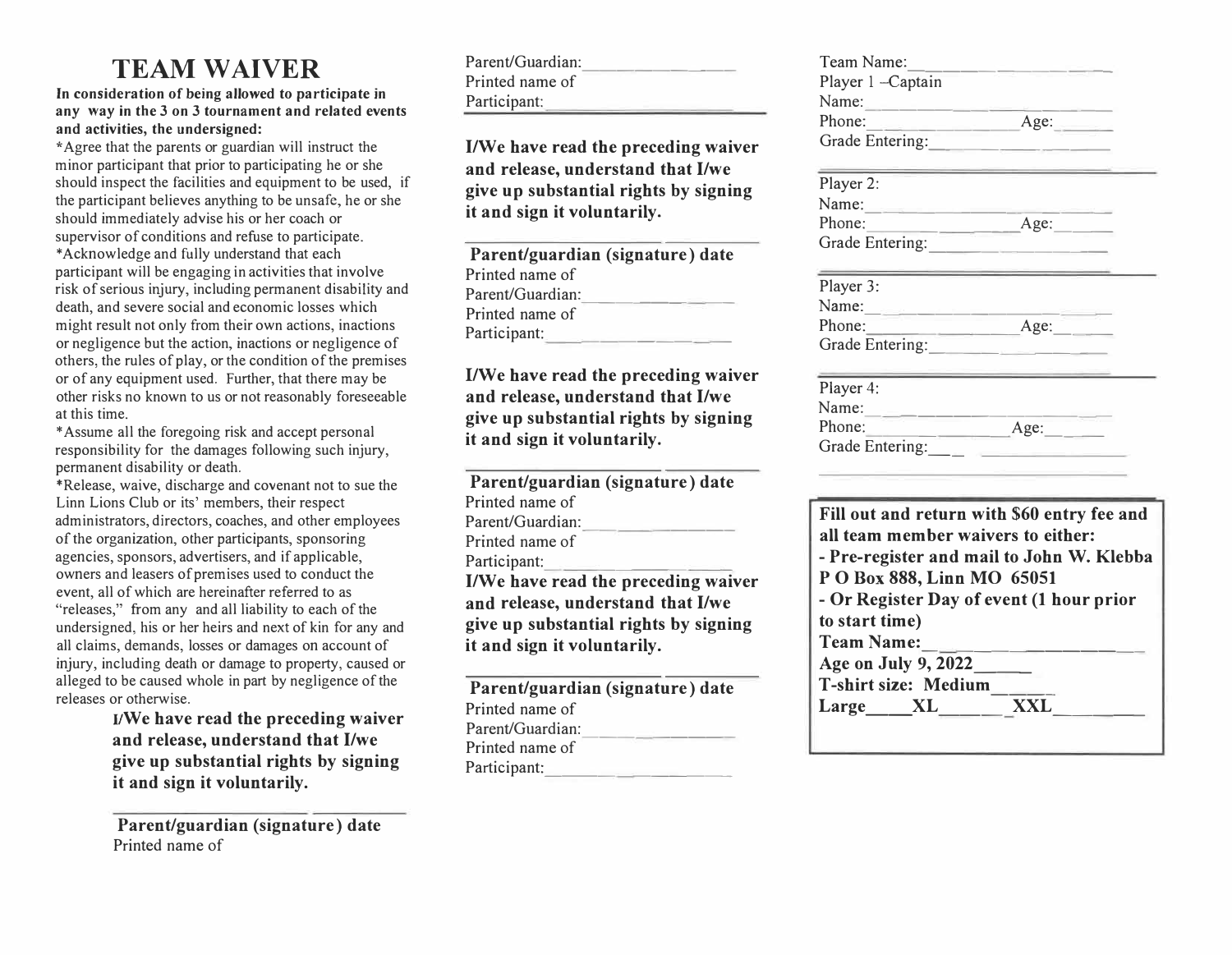# TEAM WAIVER

**In consideration of being allowed to participate in any way in the 3 on 3 tournament and related events and activities, the undersigned:**

*Agree that the parents or guardian will instruct the minor participant that prior to participating he or she should inspect the facilities and equipment to be used, if the participant believes anything to be unsafe, he or she should immediately advise his or her coach or supervisor of conditions and refuse to participate.

*Acknowledge and fully understand that each participant will be engaging in activities that involve risk of serious injury, including permanent disability and death, and severe social and economic losses which might result not only from their own actions, inactions or negligence but the action, inactions or negligence of others, the rules of play, or the condition of the premises or of any equipment used. Further, that there may be other risks no known to us or not reasonably foreseeable at this time.

*Assume all the foregoing risk and accept personal responsibility for the damages following such injury, permanent disability or death.

*Release, waive, discharge and covenant not to sue the Linn Lions Club or its' members, their respect administrators, directors, coaches, and other employees of the organization, other participants, sponsoring agencies, sponsors, advertisers, and if applicable, owners and leasers of premises used to conduct the event, all of which are hereinafter referred to as "releases," from any and all liability to each of the undersigned, his or her heirs and next of kin for any and all claims, demands, losses or damages on account of injury, including death or damage to property, caused or alleged to be caused whole in part by negligence of the releases or otherwise.

**I/We have read the preceding waiver and release, understand that I/we give up substantial rights by signing it and sign it voluntarily.**

______________________ __________

**Parent/guardian (signature) date**

Printed name of Parent/Guardian: ________________

Printed name of Participant: ________________

**I/We have read the preceding waiver and release, understand that I/we give up substantial rights by signing it and sign it voluntarily.**

______________________ __________

**Parent/guardian (signature) date**

Printed name of Parent/Guardian: ________________

Printed name of Participant: ________________

**I/We have read the preceding waiver and release, understand that I/we give up substantial rights by signing it and sign it voluntarily.**

______________________ __________

**Parent/guardian (signature) date**

Printed name of Parent/Guardian: ________________

Printed name of Participant: ________________

**I/We have read the preceding waiver and release, understand that I/we give up substantial rights by signing it and sign it voluntarily.**

______________________ __________

**Parent/guardian (signature) date**

Printed name of Parent/Guardian: ________________

Printed name of Participant: ________________

---

Team Name: ________________

Player 1 –Captain

Name: ________________

Phone: ________________ Age: ______

Grade Entering: ________________

Player 2:

Name: ________________

Phone: ________________ Age: ______

Grade Entering: ________________

Player 3:

Name: ________________

Phone: ________________ Age: ______

Grade Entering: ________________

Player 4:

Name: ________________

Phone: ________________ Age: ______

Grade Entering: ________________

**Fill out and return with $60 entry fee and all team member waivers to either:**

**- Pre-register and mail to John W. Klebba P O Box 888, Linn MO 65051**

**- Or Register Day of event (1 hour prior to start time)**

**Team Name:** ________________

**Age on July 9, 2022** ______

**T-shirt size: Medium** ______

**Large** _____ **XL** ______ **XXL** ________